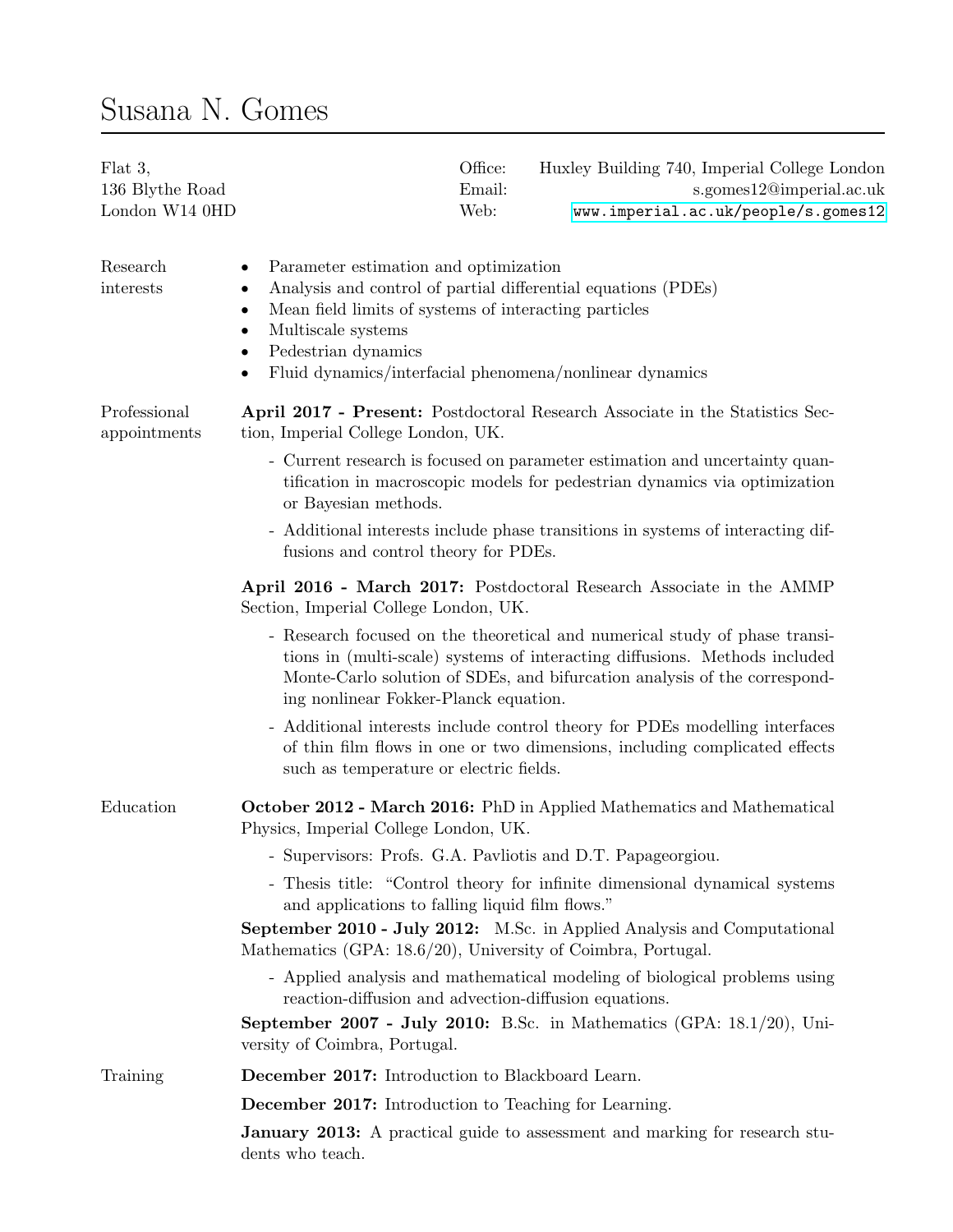# Susana N. Gomes

Flat 3,
136 Blythe Road
London W14 0HD

Office: Huxley Building 740, Imperial College London
Email: s.gomes12@imperial.ac.uk
Web: www.imperial.ac.uk/people/s.gomes12

## Research interests

- Parameter estimation and optimization
- Analysis and control of partial differential equations (PDEs)
- Mean field limits of systems of interacting particles
- Multiscale systems
- Pedestrian dynamics
- Fluid dynamics/interfacial phenomena/nonlinear dynamics

## Professional appointments

**April 2017 - Present:** Postdoctoral Research Associate in the Statistics Section, Imperial College London, UK.

- Current research is focused on parameter estimation and uncertainty quantification in macroscopic models for pedestrian dynamics via optimization or Bayesian methods.
- Additional interests include phase transitions in systems of interacting diffusions and control theory for PDEs.

**April 2016 - March 2017:** Postdoctoral Research Associate in the AMMP Section, Imperial College London, UK.

- Research focused on the theoretical and numerical study of phase transitions in (multi-scale) systems of interacting diffusions. Methods included Monte-Carlo solution of SDEs, and bifurcation analysis of the corresponding nonlinear Fokker-Planck equation.
- Additional interests include control theory for PDEs modelling interfaces of thin film flows in one or two dimensions, including complicated effects such as temperature or electric fields.

## Education

**October 2012 - March 2016:** PhD in Applied Mathematics and Mathematical Physics, Imperial College London, UK.

- Supervisors: Profs. G.A. Pavliotis and D.T. Papageorgiou.
- Thesis title: "Control theory for infinite dimensional dynamical systems and applications to falling liquid film flows."

**September 2010 - July 2012:** M.Sc. in Applied Analysis and Computational Mathematics (GPA: 18.6/20), University of Coimbra, Portugal.

- Applied analysis and mathematical modeling of biological problems using reaction-diffusion and advection-diffusion equations.

**September 2007 - July 2010:** B.Sc. in Mathematics (GPA: 18.1/20), University of Coimbra, Portugal.

## Training

**December 2017:** Introduction to Blackboard Learn.

**December 2017:** Introduction to Teaching for Learning.

**January 2013:** A practical guide to assessment and marking for research students who teach.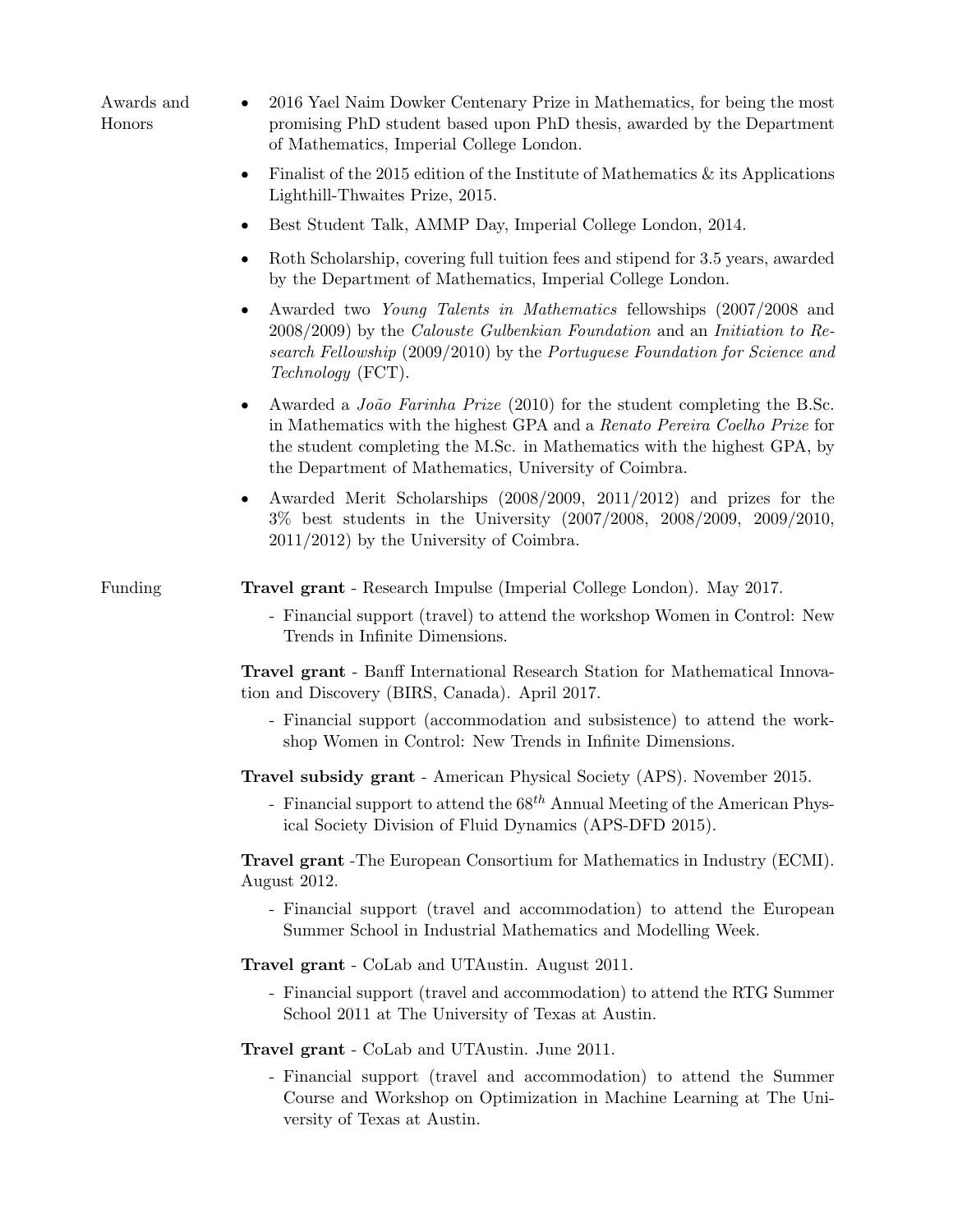## Awards and Honors

- 2016 Yael Naim Dowker Centenary Prize in Mathematics, for being the most promising PhD student based upon PhD thesis, awarded by the Department of Mathematics, Imperial College London.
- Finalist of the 2015 edition of the Institute of Mathematics & its Applications Lighthill-Thwaites Prize, 2015.
- Best Student Talk, AMMP Day, Imperial College London, 2014.
- Roth Scholarship, covering full tuition fees and stipend for 3.5 years, awarded by the Department of Mathematics, Imperial College London.
- Awarded two *Young Talents in Mathematics* fellowships (2007/2008 and 2008/2009) by the *Calouste Gulbenkian Foundation* and an *Initiation to Research Fellowship* (2009/2010) by the *Portuguese Foundation for Science and Technology* (FCT).
- Awarded a *João Farinha Prize* (2010) for the student completing the B.Sc. in Mathematics with the highest GPA and a *Renato Pereira Coelho Prize* for the student completing the M.Sc. in Mathematics with the highest GPA, by the Department of Mathematics, University of Coimbra.
- Awarded Merit Scholarships (2008/2009, 2011/2012) and prizes for the 3% best students in the University (2007/2008, 2008/2009, 2009/2010, 2011/2012) by the University of Coimbra.

## Funding

**Travel grant** - Research Impulse (Imperial College London). May 2017.

- Financial support (travel) to attend the workshop Women in Control: New Trends in Infinite Dimensions.

**Travel grant** - Banff International Research Station for Mathematical Innovation and Discovery (BIRS, Canada). April 2017.

- Financial support (accommodation and subsistence) to attend the workshop Women in Control: New Trends in Infinite Dimensions.

**Travel subsidy grant** - American Physical Society (APS). November 2015.

- Financial support to attend the $68^{th}$ Annual Meeting of the American Physical Society Division of Fluid Dynamics (APS-DFD 2015).

**Travel grant** -The European Consortium for Mathematics in Industry (ECMI). August 2012.

- Financial support (travel and accommodation) to attend the European Summer School in Industrial Mathematics and Modelling Week.

**Travel grant** - CoLab and UTAustin. August 2011.

- Financial support (travel and accommodation) to attend the RTG Summer School 2011 at The University of Texas at Austin.

**Travel grant** - CoLab and UTAustin. June 2011.

- Financial support (travel and accommodation) to attend the Summer Course and Workshop on Optimization in Machine Learning at The University of Texas at Austin.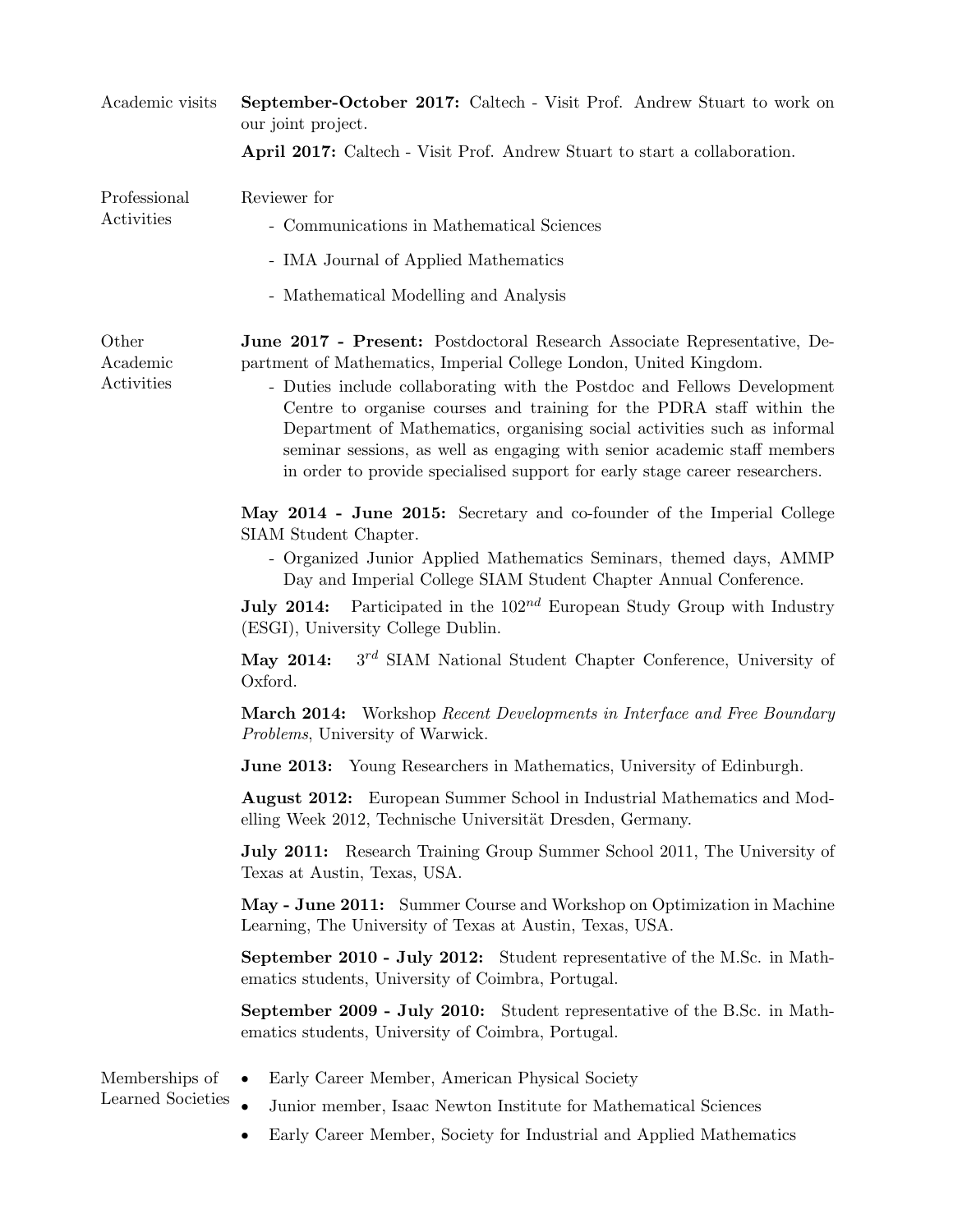## Academic visits

**September-October 2017:** Caltech - Visit Prof. Andrew Stuart to work on our joint project.

**April 2017:** Caltech - Visit Prof. Andrew Stuart to start a collaboration.

## Professional Activities

Reviewer for

- Communications in Mathematical Sciences
- IMA Journal of Applied Mathematics
- Mathematical Modelling and Analysis

## Other Academic Activities

**June 2017 - Present:** Postdoctoral Research Associate Representative, Department of Mathematics, Imperial College London, United Kingdom.

- Duties include collaborating with the Postdoc and Fellows Development Centre to organise courses and training for the PDRA staff within the Department of Mathematics, organising social activities such as informal seminar sessions, as well as engaging with senior academic staff members in order to provide specialised support for early stage career researchers.

**May 2014 - June 2015:** Secretary and co-founder of the Imperial College SIAM Student Chapter.

- Organized Junior Applied Mathematics Seminars, themed days, AMMP Day and Imperial College SIAM Student Chapter Annual Conference.

**July 2014:** Participated in the $102^{nd}$ European Study Group with Industry (ESGI), University College Dublin.

**May 2014:** $3^{rd}$ SIAM National Student Chapter Conference, University of Oxford.

**March 2014:** Workshop *Recent Developments in Interface and Free Boundary Problems*, University of Warwick.

**June 2013:** Young Researchers in Mathematics, University of Edinburgh.

**August 2012:** European Summer School in Industrial Mathematics and Modelling Week 2012, Technische Universität Dresden, Germany.

**July 2011:** Research Training Group Summer School 2011, The University of Texas at Austin, Texas, USA.

**May - June 2011:** Summer Course and Workshop on Optimization in Machine Learning, The University of Texas at Austin, Texas, USA.

**September 2010 - July 2012:** Student representative of the M.Sc. in Mathematics students, University of Coimbra, Portugal.

**September 2009 - July 2010:** Student representative of the B.Sc. in Mathematics students, University of Coimbra, Portugal.

## Memberships of Learned Societies

- Early Career Member, American Physical Society
- Junior member, Isaac Newton Institute for Mathematical Sciences
- Early Career Member, Society for Industrial and Applied Mathematics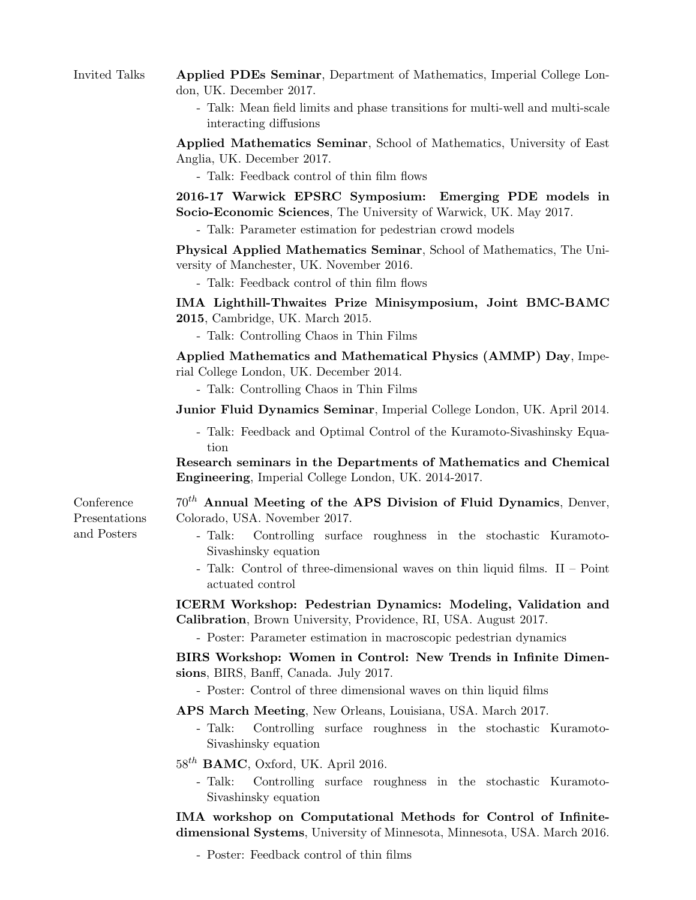## Invited Talks

**Applied PDEs Seminar**, Department of Mathematics, Imperial College London, UK. December 2017.

- Talk: Mean field limits and phase transitions for multi-well and multi-scale interacting diffusions

**Applied Mathematics Seminar**, School of Mathematics, University of East Anglia, UK. December 2017.

- Talk: Feedback control of thin film flows

**2016-17 Warwick EPSRC Symposium: Emerging PDE models in Socio-Economic Sciences**, The University of Warwick, UK. May 2017.

- Talk: Parameter estimation for pedestrian crowd models

**Physical Applied Mathematics Seminar**, School of Mathematics, The University of Manchester, UK. November 2016.

- Talk: Feedback control of thin film flows

**IMA Lighthill-Thwaites Prize Minisymposium, Joint BMC-BAMC 2015**, Cambridge, UK. March 2015.

- Talk: Controlling Chaos in Thin Films

**Applied Mathematics and Mathematical Physics (AMMP) Day**, Imperial College London, UK. December 2014.

- Talk: Controlling Chaos in Thin Films

**Junior Fluid Dynamics Seminar**, Imperial College London, UK. April 2014.

- Talk: Feedback and Optimal Control of the Kuramoto-Sivashinsky Equation

**Research seminars in the Departments of Mathematics and Chemical Engineering**, Imperial College London, UK. 2014-2017.

## Conference Presentations and Posters

$70^{th}$ **Annual Meeting of the APS Division of Fluid Dynamics**, Denver, Colorado, USA. November 2017.

- Talk: Controlling surface roughness in the stochastic Kuramoto-Sivashinsky equation
- Talk: Control of three-dimensional waves on thin liquid films. II – Point actuated control

**ICERM Workshop: Pedestrian Dynamics: Modeling, Validation and Calibration**, Brown University, Providence, RI, USA. August 2017.

- Poster: Parameter estimation in macroscopic pedestrian dynamics

**BIRS Workshop: Women in Control: New Trends in Infinite Dimensions**, BIRS, Banff, Canada. July 2017.

- Poster: Control of three dimensional waves on thin liquid films

**APS March Meeting**, New Orleans, Louisiana, USA. March 2017.

- Talk: Controlling surface roughness in the stochastic Kuramoto-Sivashinsky equation

$58^{th}$ **BAMC**, Oxford, UK. April 2016.

- Talk: Controlling surface roughness in the stochastic Kuramoto-Sivashinsky equation

**IMA workshop on Computational Methods for Control of Infinite-dimensional Systems**, University of Minnesota, Minnesota, USA. March 2016.

- Poster: Feedback control of thin films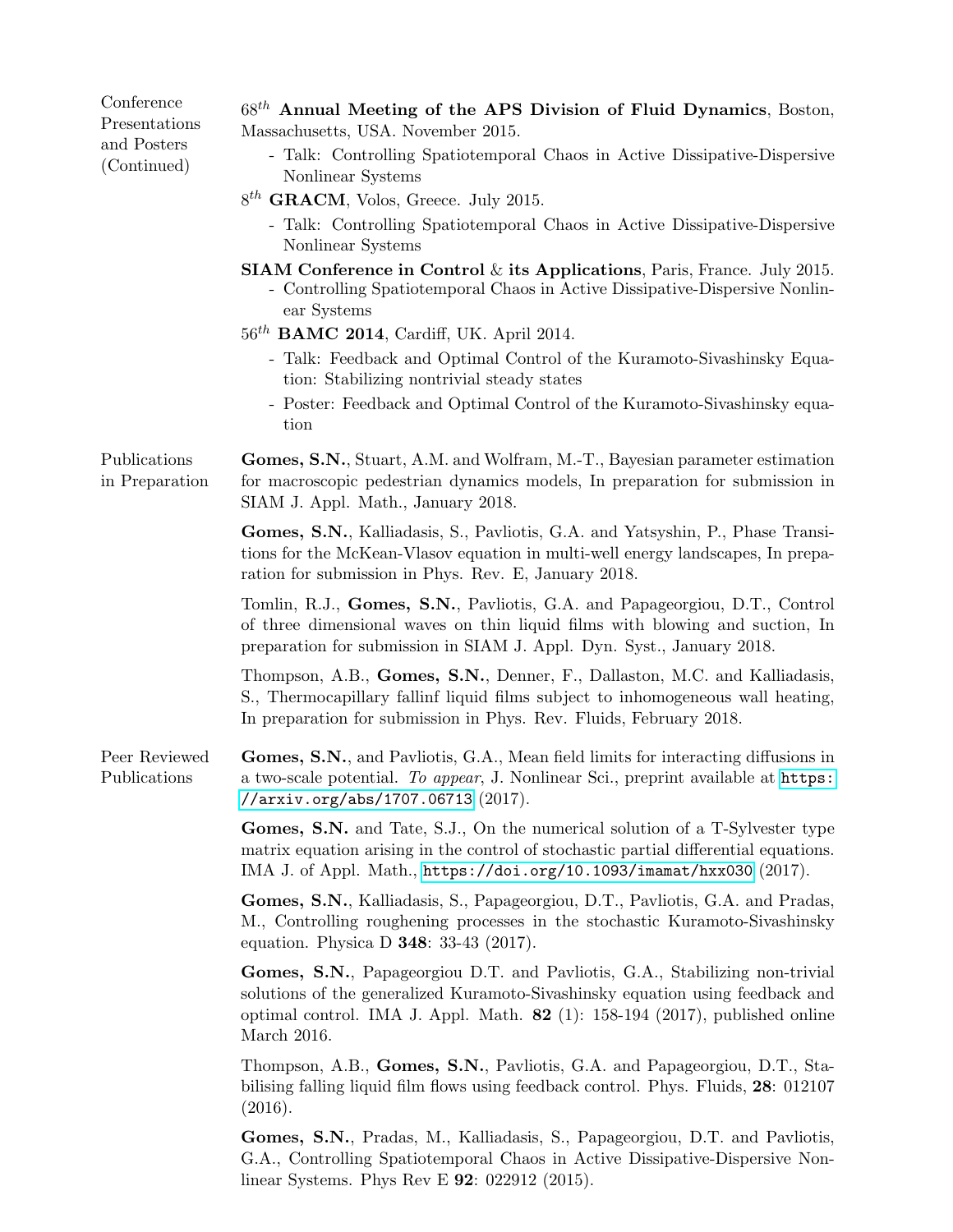## Conference Presentations and Posters (Continued)

$68^{th}$ **Annual Meeting of the APS Division of Fluid Dynamics**, Boston, Massachusetts, USA. November 2015.

- Talk: Controlling Spatiotemporal Chaos in Active Dissipative-Dispersive Nonlinear Systems

$8^{th}$ **GRACM**, Volos, Greece. July 2015.

- Talk: Controlling Spatiotemporal Chaos in Active Dissipative-Dispersive Nonlinear Systems

**SIAM Conference in Control & its Applications**, Paris, France. July 2015.

- Controlling Spatiotemporal Chaos in Active Dissipative-Dispersive Nonlinear Systems

$56^{th}$ **BAMC 2014**, Cardiff, UK. April 2014.

- Talk: Feedback and Optimal Control of the Kuramoto-Sivashinsky Equation: Stabilizing nontrivial steady states
- Poster: Feedback and Optimal Control of the Kuramoto-Sivashinsky equation

## Publications in Preparation

**Gomes, S.N.**, Stuart, A.M. and Wolfram, M.-T., Bayesian parameter estimation for macroscopic pedestrian dynamics models, In preparation for submission in SIAM J. Appl. Math., January 2018.

**Gomes, S.N.**, Kalliadasis, S., Pavliotis, G.A. and Yatsyshin, P., Phase Transitions for the McKean-Vlasov equation in multi-well energy landscapes, In preparation for submission in Phys. Rev. E, January 2018.

Tomlin, R.J., **Gomes, S.N.**, Pavliotis, G.A. and Papageorgiou, D.T., Control of three dimensional waves on thin liquid films with blowing and suction, In preparation for submission in SIAM J. Appl. Dyn. Syst., January 2018.

Thompson, A.B., **Gomes, S.N.**, Denner, F., Dallaston, M.C. and Kalliadasis, S., Thermocapillary fallinf liquid films subject to inhomogeneous wall heating, In preparation for submission in Phys. Rev. Fluids, February 2018.

## Peer Reviewed Publications

**Gomes, S.N.**, and Pavliotis, G.A., Mean field limits for interacting diffusions in a two-scale potential. *To appear*, J. Nonlinear Sci., preprint available at https://arxiv.org/abs/1707.06713 (2017).

**Gomes, S.N.** and Tate, S.J., On the numerical solution of a T-Sylvester type matrix equation arising in the control of stochastic partial differential equations. IMA J. of Appl. Math., https://doi.org/10.1093/imamat/hxx030 (2017).

**Gomes, S.N.**, Kalliadasis, S., Papageorgiou, D.T., Pavliotis, G.A. and Pradas, M., Controlling roughening processes in the stochastic Kuramoto-Sivashinsky equation. Physica D **348**: 33-43 (2017).

**Gomes, S.N.**, Papageorgiou D.T. and Pavliotis, G.A., Stabilizing non-trivial solutions of the generalized Kuramoto-Sivashinsky equation using feedback and optimal control. IMA J. Appl. Math. **82** (1): 158-194 (2017), published online March 2016.

Thompson, A.B., **Gomes, S.N.**, Pavliotis, G.A. and Papageorgiou, D.T., Stabilising falling liquid film flows using feedback control. Phys. Fluids, **28**: 012107 (2016).

**Gomes, S.N.**, Pradas, M., Kalliadasis, S., Papageorgiou, D.T. and Pavliotis, G.A., Controlling Spatiotemporal Chaos in Active Dissipative-Dispersive Nonlinear Systems. Phys Rev E **92**: 022912 (2015).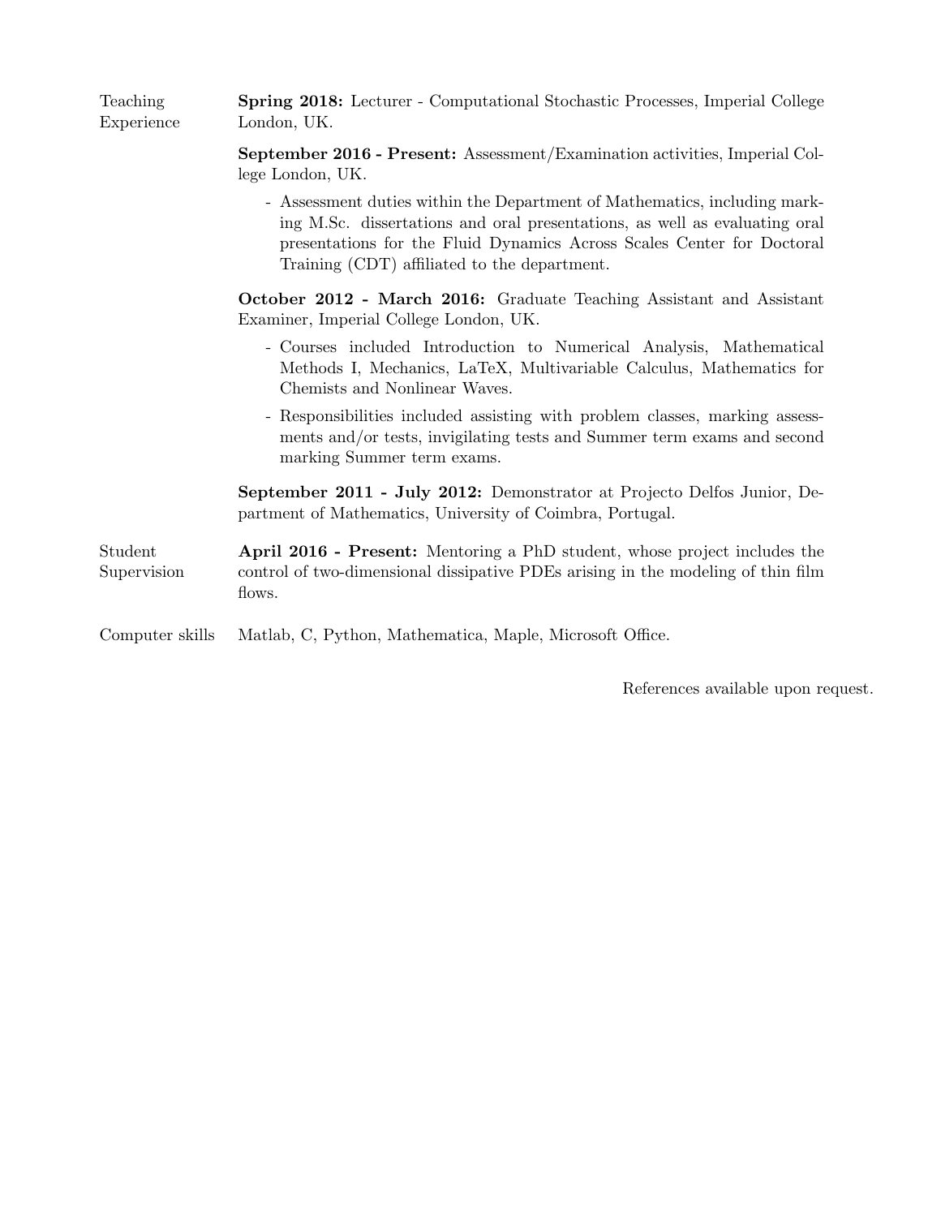## Teaching Experience

**Spring 2018:** Lecturer - Computational Stochastic Processes, Imperial College London, UK.

**September 2016 - Present:** Assessment/Examination activities, Imperial College London, UK.

- Assessment duties within the Department of Mathematics, including marking M.Sc. dissertations and oral presentations, as well as evaluating oral presentations for the Fluid Dynamics Across Scales Center for Doctoral Training (CDT) affiliated to the department.

**October 2012 - March 2016:** Graduate Teaching Assistant and Assistant Examiner, Imperial College London, UK.

- Courses included Introduction to Numerical Analysis, Mathematical Methods I, Mechanics, LaTeX, Multivariable Calculus, Mathematics for Chemists and Nonlinear Waves.
- Responsibilities included assisting with problem classes, marking assessments and/or tests, invigilating tests and Summer term exams and second marking Summer term exams.

**September 2011 - July 2012:** Demonstrator at Projecto Delfos Junior, Department of Mathematics, University of Coimbra, Portugal.

## Student Supervision

**April 2016 - Present:** Mentoring a PhD student, whose project includes the control of two-dimensional dissipative PDEs arising in the modeling of thin film flows.

## Computer skills

Matlab, C, Python, Mathematica, Maple, Microsoft Office.

References available upon request.